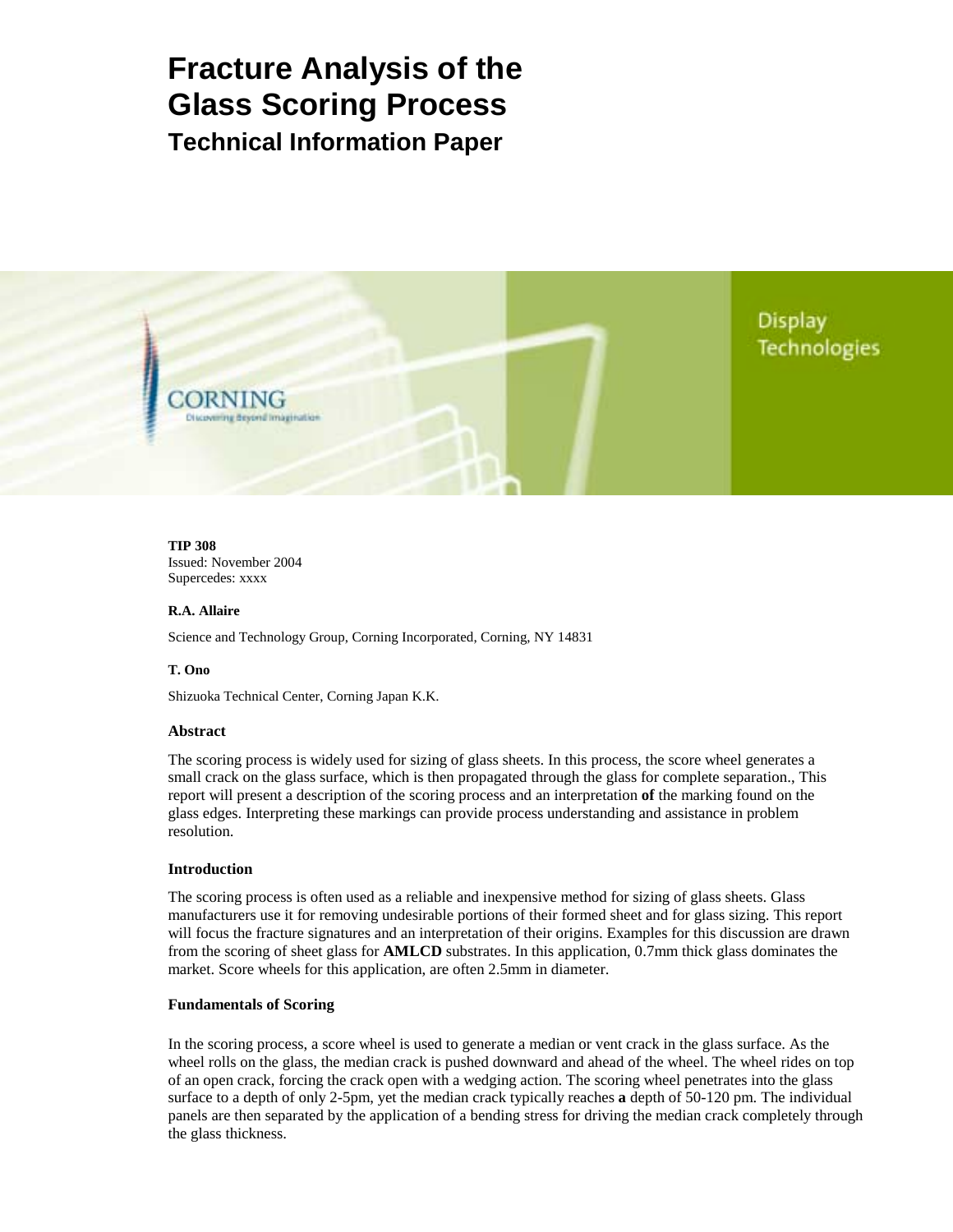# Fracture Analysis of the Glass Scoring Process

## Technical Information Paper

Display Technologies

CORNING
Discovering Beyond Imagination

**TIP 308**
Issued: November 2004
Supercedes: xxxx

**R.A. Allaire**

Science and Technology Group, Corning Incorporated, Corning, NY 14831

**T. Ono**

Shizuoka Technical Center, Corning Japan K.K.

### Abstract

The scoring process is widely used for sizing of glass sheets. In this process, the score wheel generates a small crack on the glass surface, which is then propagated through the glass for complete separation., This report will present a description of the scoring process and an interpretation **of** the marking found on the glass edges. Interpreting these markings can provide process understanding and assistance in problem resolution.

### Introduction

The scoring process is often used as a reliable and inexpensive method for sizing of glass sheets. Glass manufacturers use it for removing undesirable portions of their formed sheet and for glass sizing. This report will focus the fracture signatures and an interpretation of their origins. Examples for this discussion are drawn from the scoring of sheet glass for **AMLCD** substrates. In this application, 0.7mm thick glass dominates the market. Score wheels for this application, are often 2.5mm in diameter.

### Fundamentals of Scoring

In the scoring process, a score wheel is used to generate a median or vent crack in the glass surface. As the wheel rolls on the glass, the median crack is pushed downward and ahead of the wheel. The wheel rides on top of an open crack, forcing the crack open with a wedging action. The scoring wheel penetrates into the glass surface to a depth of only 2-5pm, yet the median crack typically reaches **a** depth of 50-120 pm. The individual panels are then separated by the application of a bending stress for driving the median crack completely through the glass thickness.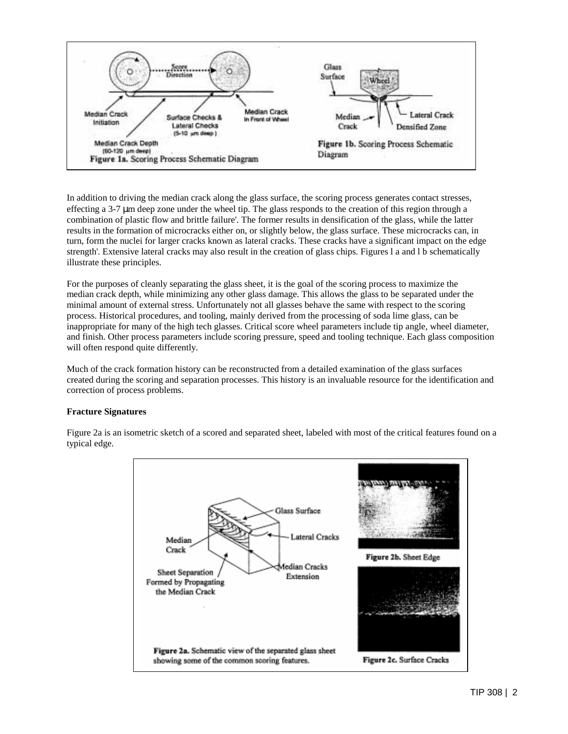Figure 1a. Scoring Process Schematic Diagram

Figure 1b. Scoring Process Schematic Diagram

In addition to driving the median crack along the glass surface, the scoring process generates contact stresses, effecting a 3-7 μm deep zone under the wheel tip. The glass responds to the creation of this region through a combination of plastic flow and brittle failure'. The former results in densification of the glass, while the latter results in the formation of microcracks either on, or slightly below, the glass surface. These microcracks can, in turn, form the nuclei for larger cracks known as lateral cracks. These cracks have a significant impact on the edge strength'. Extensive lateral cracks may also result in the creation of glass chips. Figures l a and l b schematically illustrate these principles.

For the purposes of cleanly separating the glass sheet, it is the goal of the scoring process to maximize the median crack depth, while minimizing any other glass damage. This allows the glass to be separated under the minimal amount of external stress. Unfortunately not all glasses behave the same with respect to the scoring process. Historical procedures, and tooling, mainly derived from the processing of soda lime glass, can be inappropriate for many of the high tech glasses. Critical score wheel parameters include tip angle, wheel diameter, and finish. Other process parameters include scoring pressure, speed and tooling technique. Each glass composition will often respond quite differently.

Much of the crack formation history can be reconstructed from a detailed examination of the glass surfaces created during the scoring and separation processes. This history is an invaluable resource for the identification and correction of process problems.

**Fracture Signatures**

Figure 2a is an isometric sketch of a scored and separated sheet, labeled with most of the critical features found on a typical edge.

Figure 2a. Schematic view of the separated glass sheet showing some of the common scoring features.

Figure 2b. Sheet Edge

Figure 2c. Surface Cracks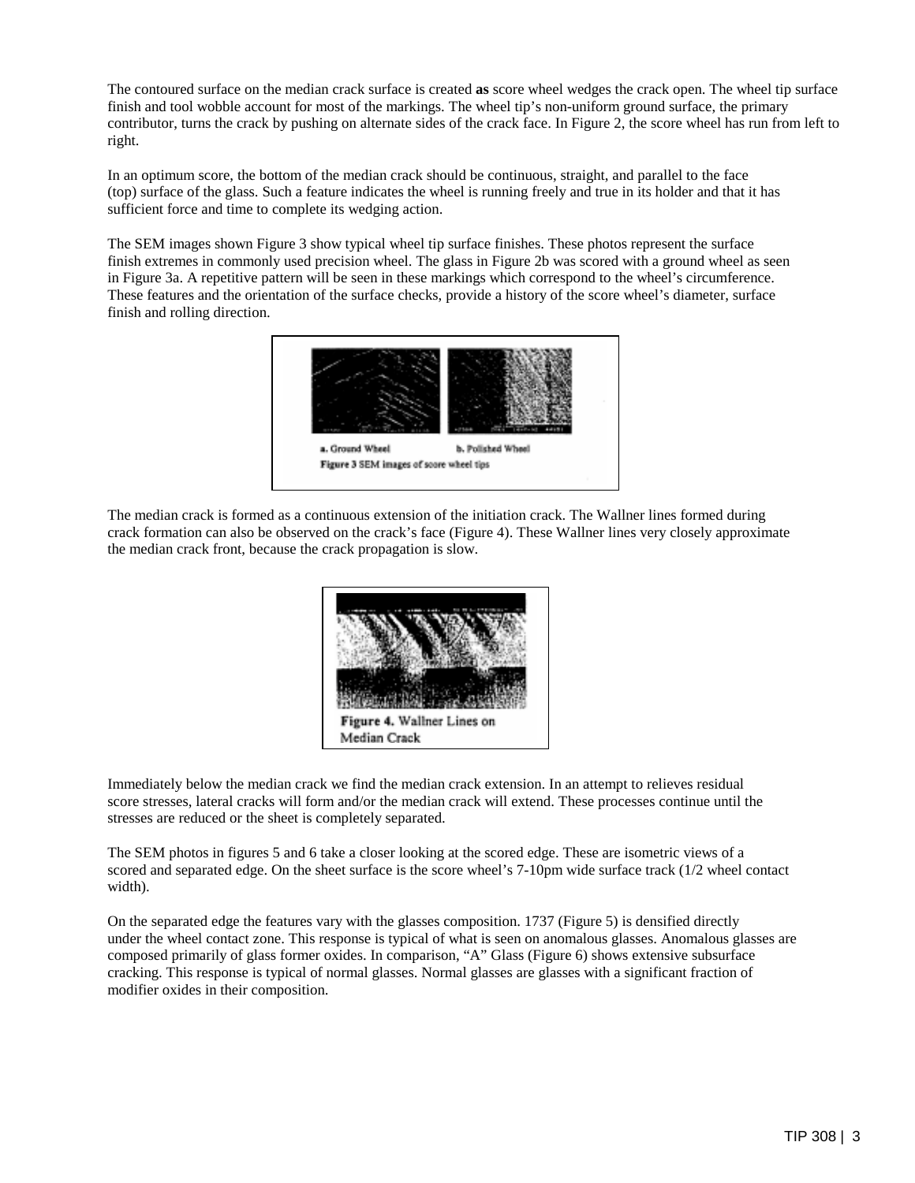The contoured surface on the median crack surface is created **as** score wheel wedges the crack open. The wheel tip surface finish and tool wobble account for most of the markings. The wheel tip's non-uniform ground surface, the primary contributor, turns the crack by pushing on alternate sides of the crack face. In Figure 2, the score wheel has run from left to right.

In an optimum score, the bottom of the median crack should be continuous, straight, and parallel to the face (top) surface of the glass. Such a feature indicates the wheel is running freely and true in its holder and that it has sufficient force and time to complete its wedging action.

The SEM images shown Figure 3 show typical wheel tip surface finishes. These photos represent the surface finish extremes in commonly used precision wheel. The glass in Figure 2b was scored with a ground wheel as seen in Figure 3a. A repetitive pattern will be seen in these markings which correspond to the wheel's circumference. These features and the orientation of the surface checks, provide a history of the score wheel's diameter, surface finish and rolling direction.

a. Ground Wheel b. Polished Wheel

**Figure 3** SEM images of score wheel tips

The median crack is formed as a continuous extension of the initiation crack. The Wallner lines formed during crack formation can also be observed on the crack's face (Figure 4). These Wallner lines very closely approximate the median crack front, because the crack propagation is slow.

**Figure 4.** Wallner Lines on Median Crack

Immediately below the median crack we find the median crack extension. In an attempt to relieves residual score stresses, lateral cracks will form and/or the median crack will extend. These processes continue until the stresses are reduced or the sheet is completely separated.

The SEM photos in figures 5 and 6 take a closer looking at the scored edge. These are isometric views of a scored and separated edge. On the sheet surface is the score wheel's 7-10pm wide surface track (1/2 wheel contact width).

On the separated edge the features vary with the glasses composition. 1737 (Figure 5) is densified directly under the wheel contact zone. This response is typical of what is seen on anomalous glasses. Anomalous glasses are composed primarily of glass former oxides. In comparison, "A" Glass (Figure 6) shows extensive subsurface cracking. This response is typical of normal glasses. Normal glasses are glasses with a significant fraction of modifier oxides in their composition.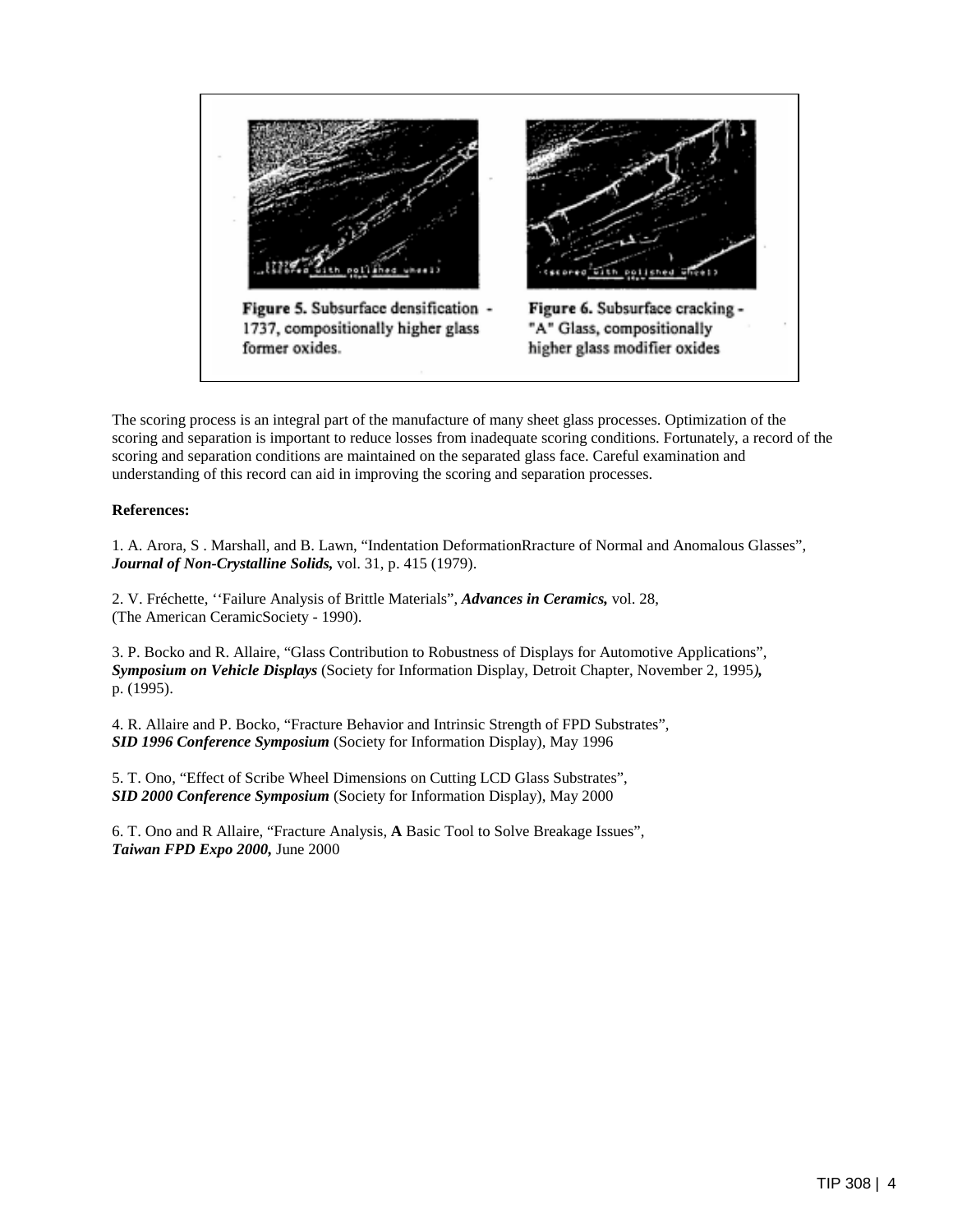Figure 5. Subsurface densification - 1737, compositionally higher glass former oxides.

Figure 6. Subsurface cracking - "A" Glass, compositionally higher glass modifier oxides

The scoring process is an integral part of the manufacture of many sheet glass processes. Optimization of the scoring and separation is important to reduce losses from inadequate scoring conditions. Fortunately, a record of the scoring and separation conditions are maintained on the separated glass face. Careful examination and understanding of this record can aid in improving the scoring and separation processes.

**References:**

1. A. Arora, S . Marshall, and B. Lawn, "Indentation DeformationRracture of Normal and Anomalous Glasses", ***Journal of Non-Crystalline Solids,*** vol. 31, p. 415 (1979).

2. V. Fréchette, ''Failure Analysis of Brittle Materials", ***Advances in Ceramics,*** vol. 28, (The American CeramicSociety - 1990).

3. P. Bocko and R. Allaire, "Glass Contribution to Robustness of Displays for Automotive Applications", ***Symposium on Vehicle Displays*** (Society for Information Display, Detroit Chapter, November 2, 1995***),*** p. (1995).

4. R. Allaire and P. Bocko, "Fracture Behavior and Intrinsic Strength of FPD Substrates", ***SID 1996 Conference Symposium*** (Society for Information Display), May 1996

5. T. Ono, "Effect of Scribe Wheel Dimensions on Cutting LCD Glass Substrates", ***SID 2000 Conference Symposium*** (Society for Information Display), May 2000

6. T. Ono and R Allaire, "Fracture Analysis, **A** Basic Tool to Solve Breakage Issues", ***Taiwan FPD Expo 2000,*** June 2000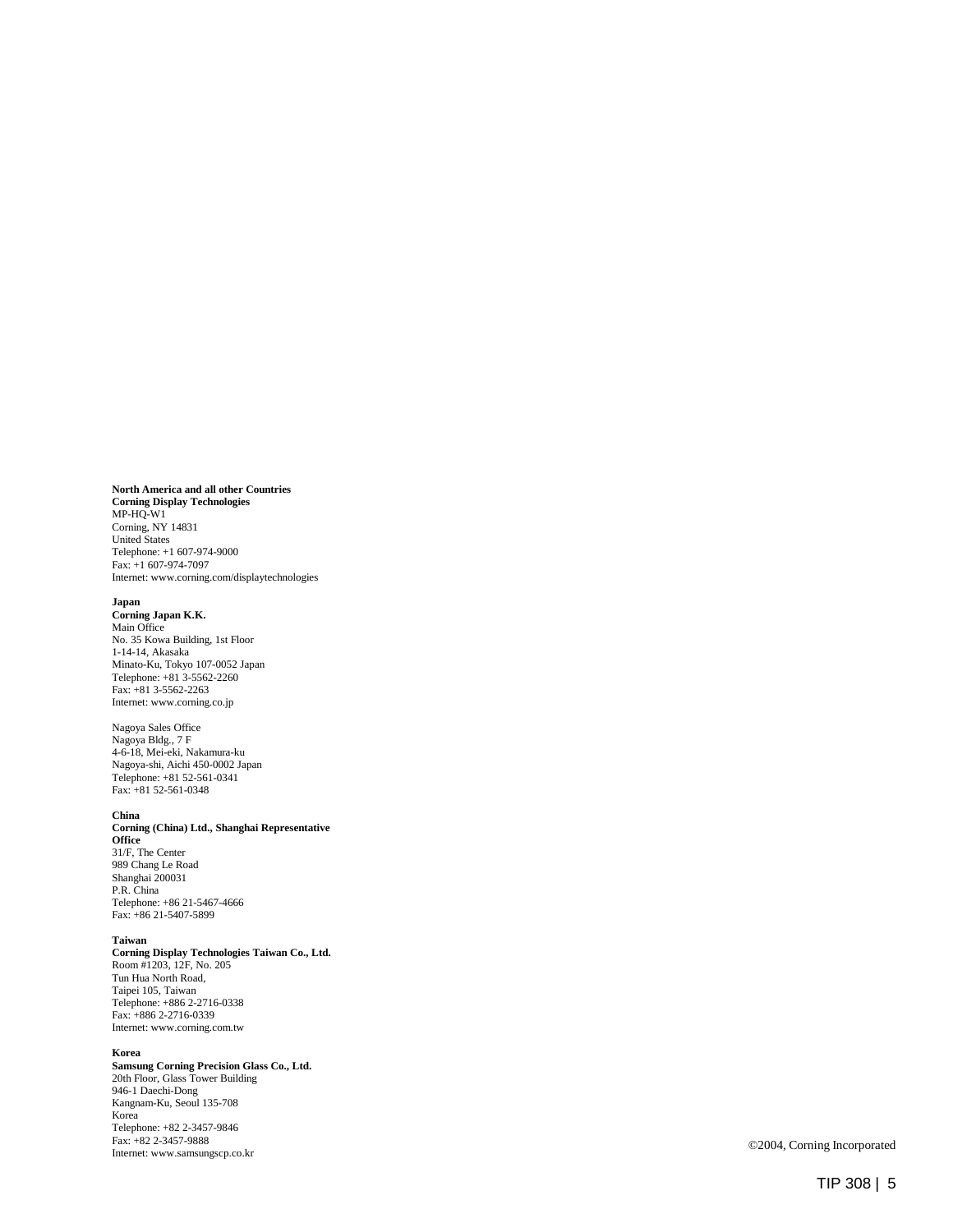**North America and all other Countries**
**Corning Display Technologies**
MP-HQ-W1
Corning, NY 14831
United States
Telephone: +1 607-974-9000
Fax: +1 607-974-7097
Internet: www.corning.com/displaytechnologies

**Japan**
**Corning Japan K.K.**
Main Office
No. 35 Kowa Building, 1st Floor
1-14-14, Akasaka
Minato-Ku, Tokyo 107-0052 Japan
Telephone: +81 3-5562-2260
Fax: +81 3-5562-2263
Internet: www.corning.co.jp

Nagoya Sales Office
Nagoya Bldg., 7 F
4-6-18, Mei-eki, Nakamura-ku
Nagoya-shi, Aichi 450-0002 Japan
Telephone: +81 52-561-0341
Fax: +81 52-561-0348

**China**
**Corning (China) Ltd., Shanghai Representative Office**
31/F, The Center
989 Chang Le Road
Shanghai 200031
P.R. China
Telephone: +86 21-5467-4666
Fax: +86 21-5407-5899

**Taiwan**
**Corning Display Technologies Taiwan Co., Ltd.**
Room #1203, 12F, No. 205
Tun Hua North Road,
Taipei 105, Taiwan
Telephone: +886 2-2716-0338
Fax: +886 2-2716-0339
Internet: www.corning.com.tw

**Korea**
**Samsung Corning Precision Glass Co., Ltd.**
20th Floor, Glass Tower Building
946-1 Daechi-Dong
Kangnam-Ku, Seoul 135-708
Korea
Telephone: +82 2-3457-9846
Fax: +82 2-3457-9888
Internet: www.samsungscp.co.kr

©2004, Corning Incorporated